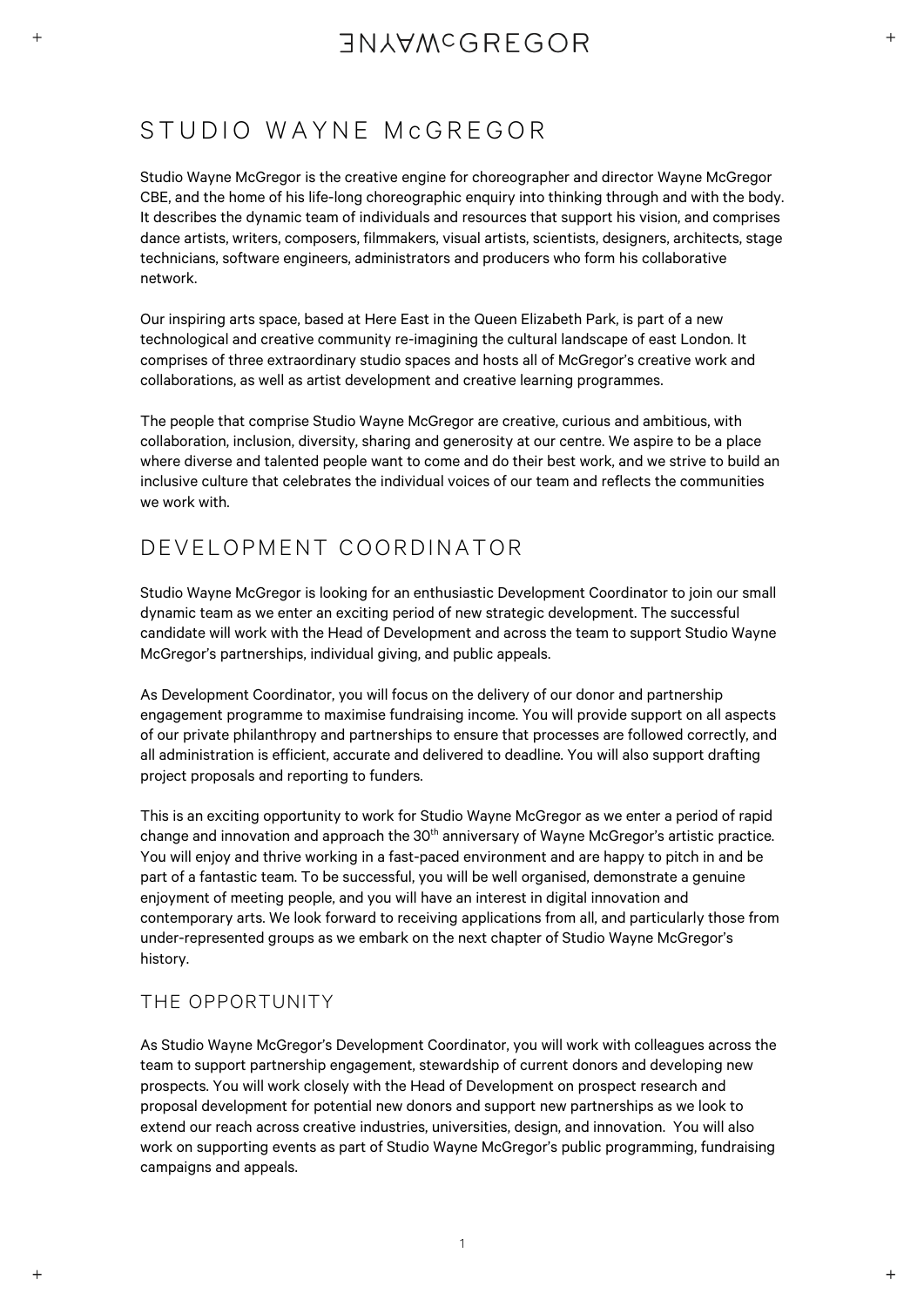# STUDIO WAYNE McGREGOR

Studio Wayne McGregor is the creative engine for choreographer and director Wayne McGregor CBE, and the home of his life-long choreographic enquiry into thinking through and with the body. It describes the dynamic team of individuals and resources that support his vision, and comprises dance artists, writers, composers, filmmakers, visual artists, scientists, designers, architects, stage technicians, software engineers, administrators and producers who form his collaborative network.

Our inspiring arts space, based at Here East in the Queen Elizabeth Park, is part of a new technological and creative community re-imagining the cultural landscape of east London. It comprises of three extraordinary studio spaces and hosts all of McGregor's creative work and collaborations, as well as artist development and creative learning programmes.

The people that comprise Studio Wayne McGregor are creative, curious and ambitious, with collaboration, inclusion, diversity, sharing and generosity at our centre. We aspire to be a place where diverse and talented people want to come and do their best work, and we strive to build an inclusive culture that celebrates the individual voices of our team and reflects the communities we work with.

## DEVELOPMENT COORDINATOR

Studio Wayne McGregor is looking for an enthusiastic Development Coordinator to join our small dynamic team as we enter an exciting period of new strategic development. The successful candidate will work with the Head of Development and across the team to support Studio Wayne McGregor's partnerships, individual giving, and public appeals.

As Development Coordinator, you will focus on the delivery of our donor and partnership engagement programme to maximise fundraising income. You will provide support on all aspects of our private philanthropy and partnerships to ensure that processes are followed correctly, and all administration is efficient, accurate and delivered to deadline. You will also support drafting project proposals and reporting to funders.

This is an exciting opportunity to work for Studio Wayne McGregor as we enter a period of rapid change and innovation and approach the 30th anniversary of Wayne McGregor's artistic practice. You will enjoy and thrive working in a fast-paced environment and are happy to pitch in and be part of a fantastic team. To be successful, you will be well organised, demonstrate a genuine enjoyment of meeting people, and you will have an interest in digital innovation and contemporary arts. We look forward to receiving applications from all, and particularly those from under-represented groups as we embark on the next chapter of Studio Wayne McGregor's history.

### THE OPPORTUNITY

As Studio Wayne McGregor's Development Coordinator, you will work with colleagues across the team to support partnership engagement, stewardship of current donors and developing new prospects. You will work closely with the Head of Development on prospect research and proposal development for potential new donors and support new partnerships as we look to extend our reach across creative industries, universities, design, and innovation. You will also work on supporting events as part of Studio Wayne McGregor's public programming, fundraising campaigns and appeals.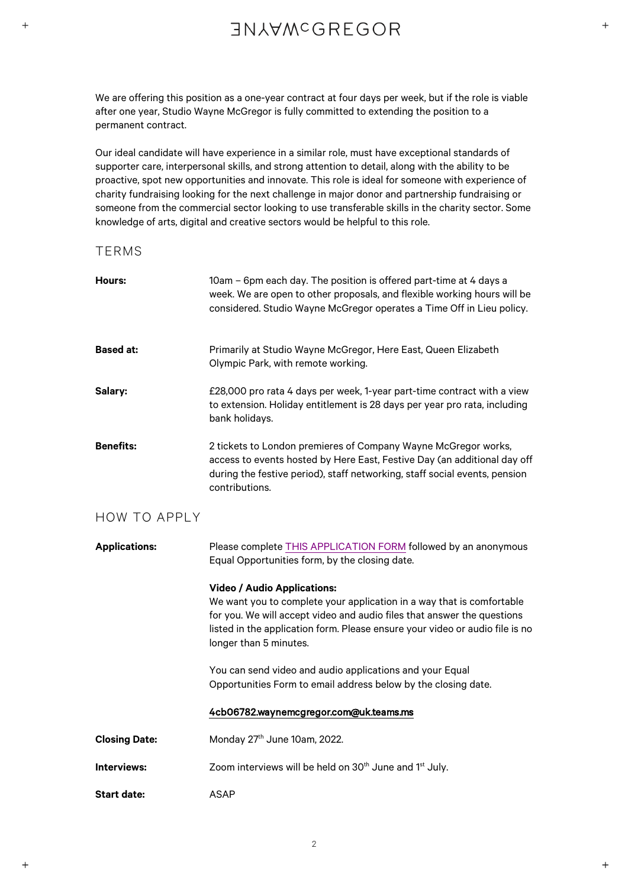We are offering this position as a one-year contract at four days per week, but if the role is viable after one year, Studio Wayne McGregor is fully committed to extending the position to a permanent contract.

Our ideal candidate will have experience in a similar role, must have exceptional standards of supporter care, interpersonal skills, and strong attention to detail, along with the ability to be proactive, spot new opportunities and innovate. This role is ideal for someone with experience of charity fundraising looking for the next challenge in major donor and partnership fundraising or someone from the commercial sector looking to use transferable skills in the charity sector. Some knowledge of arts, digital and creative sectors would be helpful to this role.

## TERMS

**Hours:** 10am – 6pm each day. The position is offered part-time at 4 days a week. We are open to other proposals, and flexible working hours will be considered. Studio Wayne McGregor operates a Time Off in Lieu policy.

**Based at:** Primarily at Studio Wayne McGregor, Here East, Queen Elizabeth Olympic Park, with remote working.

**Salary:** £28,000 pro rata 4 days per week, 1-year part-time contract with a view to extension. Holiday entitlement is 28 days per year pro rata, including bank holidays.

**Benefits:** 2 tickets to London premieres of Company Wayne McGregor works, access to events hosted by Here East, Festive Day (an additional day off during the festive period), staff networking, staff social events, pension contributions.

## HOW TO APPLY

**Applications:** Please complete THIS APPLICATION FORM followed by an anonymous Equal Opportunities form, by the closing date.

**Video / Audio Applications:**
We want you to complete your application in a way that is comfortable for you. We will accept video and audio files that answer the questions listed in the application form. Please ensure your video or audio file is no longer than 5 minutes.

You can send video and audio applications and your Equal Opportunities Form to email address below by the closing date.

**4cb06782.waynemcgregor.com@uk.teams.ms**

**Closing Date:** Monday 27th June 10am, 2022.

**Interviews:** Zoom interviews will be held on 30th June and 1st July.

**Start date:** ASAP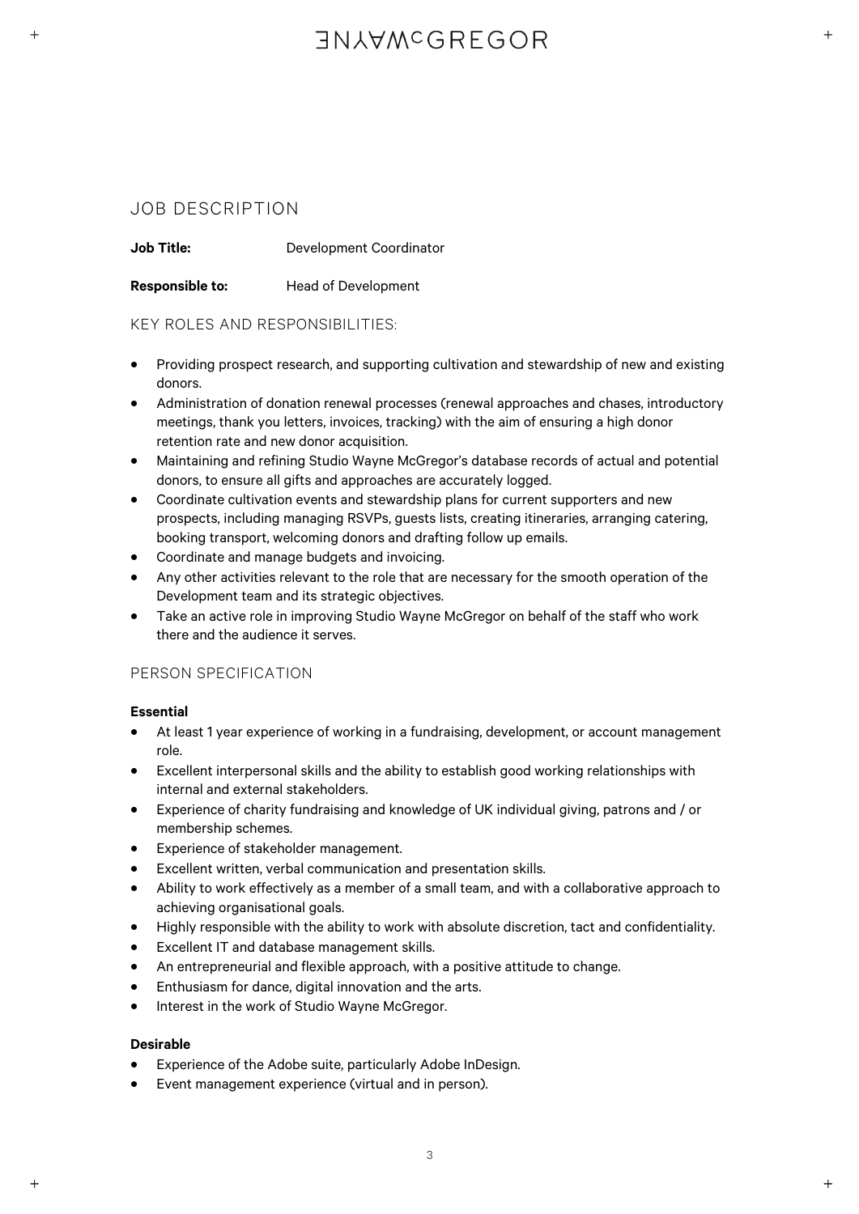# JOB DESCRIPTION

**Job Title:** Development Coordinator

**Responsible to:** Head of Development

## KEY ROLES AND RESPONSIBILITIES:

- Providing prospect research, and supporting cultivation and stewardship of new and existing donors.
- Administration of donation renewal processes (renewal approaches and chases, introductory meetings, thank you letters, invoices, tracking) with the aim of ensuring a high donor retention rate and new donor acquisition.
- Maintaining and refining Studio Wayne McGregor's database records of actual and potential donors, to ensure all gifts and approaches are accurately logged.
- Coordinate cultivation events and stewardship plans for current supporters and new prospects, including managing RSVPs, guests lists, creating itineraries, arranging catering, booking transport, welcoming donors and drafting follow up emails.
- Coordinate and manage budgets and invoicing.
- Any other activities relevant to the role that are necessary for the smooth operation of the Development team and its strategic objectives.
- Take an active role in improving Studio Wayne McGregor on behalf of the staff who work there and the audience it serves.

## PERSON SPECIFICATION

**Essential**

- At least 1 year experience of working in a fundraising, development, or account management role.
- Excellent interpersonal skills and the ability to establish good working relationships with internal and external stakeholders.
- Experience of charity fundraising and knowledge of UK individual giving, patrons and / or membership schemes.
- Experience of stakeholder management.
- Excellent written, verbal communication and presentation skills.
- Ability to work effectively as a member of a small team, and with a collaborative approach to achieving organisational goals.
- Highly responsible with the ability to work with absolute discretion, tact and confidentiality.
- Excellent IT and database management skills.
- An entrepreneurial and flexible approach, with a positive attitude to change.
- Enthusiasm for dance, digital innovation and the arts.
- Interest in the work of Studio Wayne McGregor.

**Desirable**

- Experience of the Adobe suite, particularly Adobe InDesign.
- Event management experience (virtual and in person).